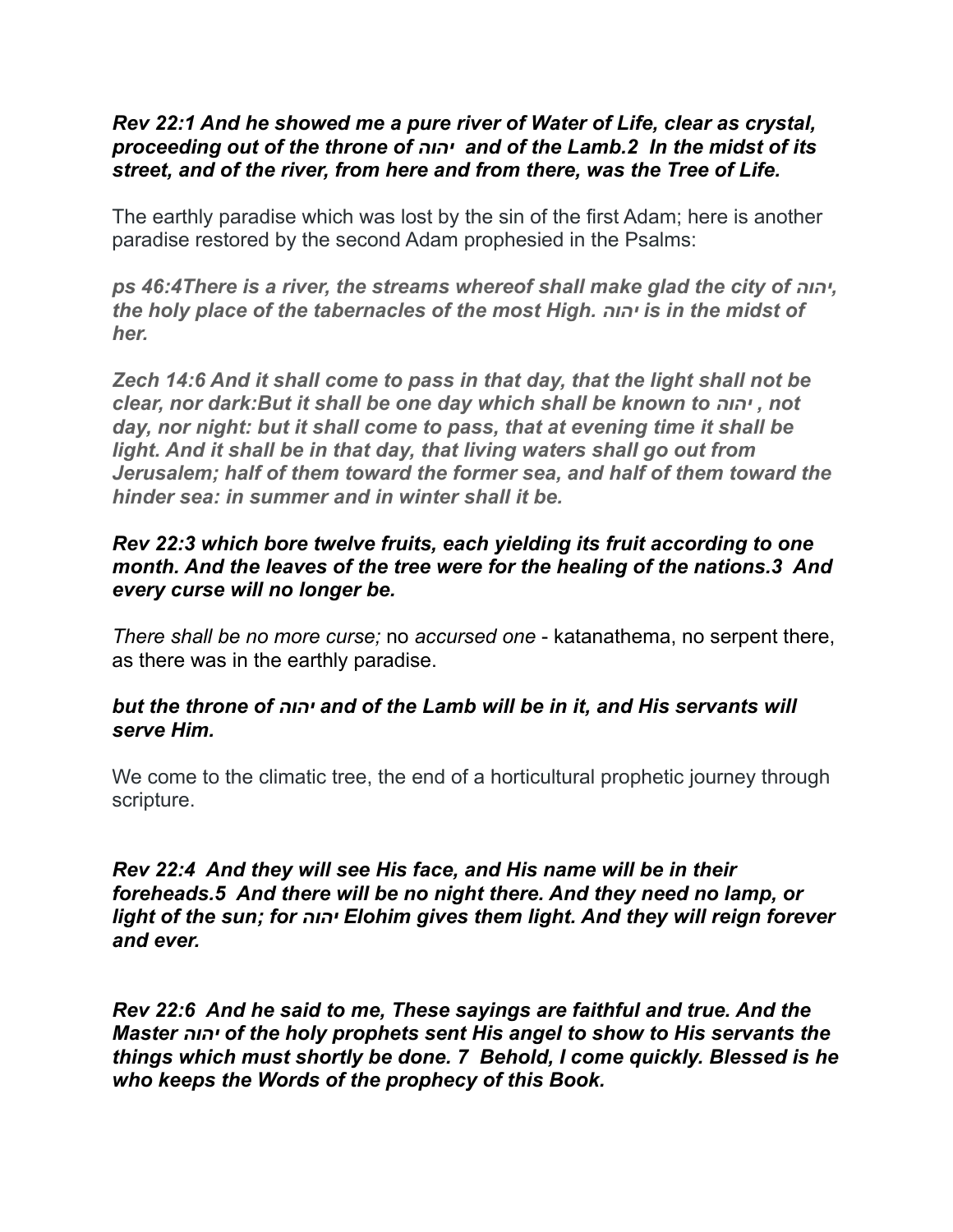***Rev 22:1 And he showed me a pure river of Water of Life, clear as crystal, proceeding out of the throne of יהוה and of the Lamb.2 In the midst of its street, and of the river, from here and from there, was the Tree of Life.***

The earthly paradise which was lost by the sin of the first Adam; here is another paradise restored by the second Adam prophesied in the Psalms:

***ps 46:4There is a river, the streams whereof shall make glad the city of יהוה, the holy place of the tabernacles of the most High. יהוה is in the midst of her.***

***Zech 14:6 And it shall come to pass in that day, that the light shall not be clear, nor dark:But it shall be one day which shall be known to יהוה , not day, nor night: but it shall come to pass, that at evening time it shall be light. And it shall be in that day, that living waters shall go out from Jerusalem; half of them toward the former sea, and half of them toward the hinder sea: in summer and in winter shall it be.***

***Rev 22:3 which bore twelve fruits, each yielding its fruit according to one month. And the leaves of the tree were for the healing of the nations.3 And every curse will no longer be.***

*There shall be no more curse;* no *accursed one* - katanathema, no serpent there, as there was in the earthly paradise.

***but the throne of יהוה and of the Lamb will be in it, and His servants will serve Him.***

We come to the climatic tree, the end of a horticultural prophetic journey through scripture.

***Rev 22:4 And they will see His face, and His name will be in their foreheads.5 And there will be no night there. And they need no lamp, or light of the sun; for יהוה Elohim gives them light. And they will reign forever and ever.***

***Rev 22:6 And he said to me, These sayings are faithful and true. And the Master יהוה of the holy prophets sent His angel to show to His servants the things which must shortly be done. 7 Behold, I come quickly. Blessed is he who keeps the Words of the prophecy of this Book.***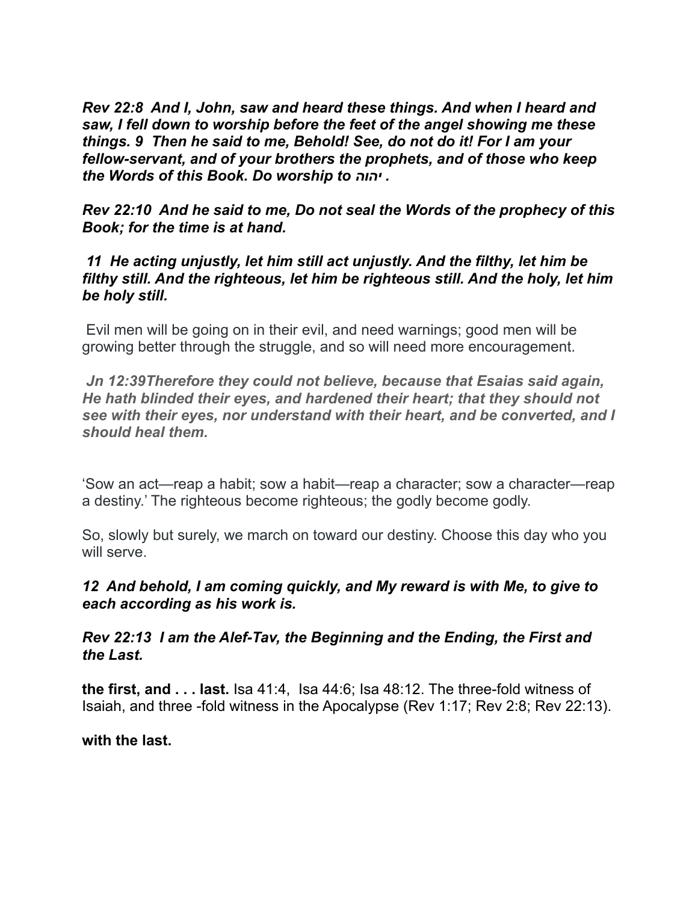***Rev 22:8  And I, John, saw and heard these things. And when I heard and saw, I fell down to worship before the feet of the angel showing me these things. 9  Then he said to me, Behold! See, do not do it! For I am your fellow-servant, and of your brothers the prophets, and of those who keep the Words of this Book. Do worship to יהוה .***

***Rev 22:10  And he said to me, Do not seal the Words of the prophecy of this Book; for the time is at hand.***

***11  He acting unjustly, let him still act unjustly. And the filthy, let him be filthy still. And the righteous, let him be righteous still. And the holy, let him be holy still.***

Evil men will be going on in their evil, and need warnings; good men will be growing better through the struggle, and so will need more encouragement.

***Jn 12:39Therefore they could not believe, because that Esaias said again, He hath blinded their eyes, and hardened their heart; that they should not see with their eyes, nor understand with their heart, and be converted, and I should heal them.***

'Sow an act—reap a habit; sow a habit—reap a character; sow a character—reap a destiny.' The righteous become righteous; the godly become godly.

So, slowly but surely, we march on toward our destiny. Choose this day who you will serve.

***12  And behold, I am coming quickly, and My reward is with Me, to give to each according as his work is.***

***Rev 22:13  I am the Alef-Tav, the Beginning and the Ending, the First and the Last.***

**the first, and . . . last.** Isa 41:4,  Isa 44:6; Isa 48:12. The three-fold witness of Isaiah, and three -fold witness in the Apocalypse (Rev 1:17; Rev 2:8; Rev 22:13).

**with the last.**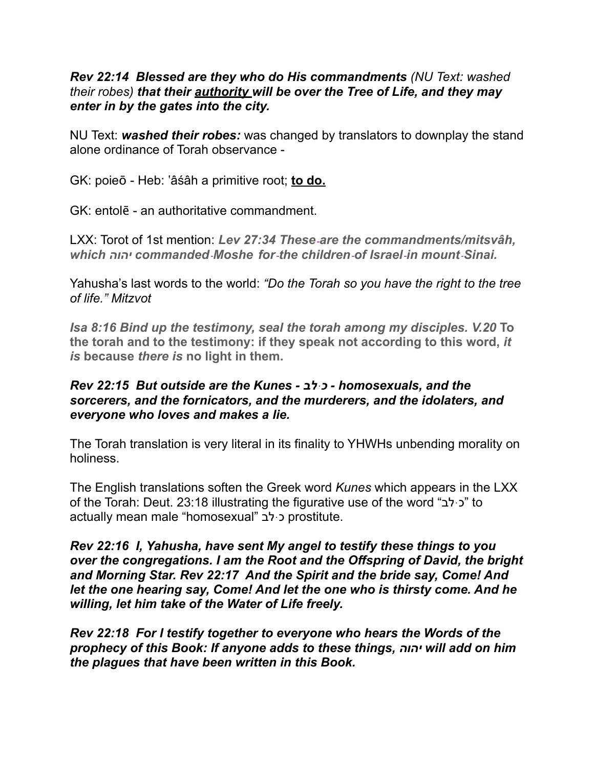***Rev 22:14 Blessed are they who do His commandments** (NU Text: washed their robes) **that their <u>authority</u> will be over the Tree of Life, and they may enter in by the gates into the city.***

NU Text: ***washed their robes:*** was changed by translators to downplay the stand alone ordinance of Torah observance -

GK: poieō - Heb: ʽâśâh a primitive root; **<u>to do.</u>**

GK: entolē - an authoritative commandment.

LXX: Torot of 1st mention: ***Lev 27:34 These-are the commandments/mitsvâh, which יהוה commanded-Moshe for-the children-of Israel-in mount-Sinai.***

Yahusha's last words to the world: *"Do the Torah so you have the right to the tree of life." Mitzvot*

***Isa 8:16 Bind up the testimony, seal the torah among my disciples. V.20*** **To the torah and to the testimony: if they speak not according to this word, *it is* because *there is* no light in them.**

***Rev 22:15 But outside are the Kunes - כֶּלֶב - homosexuals, and the sorcerers, and the fornicators, and the murderers, and the idolaters, and everyone who loves and makes a lie.***

The Torah translation is very literal in its finality to YHWHs unbending morality on holiness.

The English translations soften the Greek word *Kunes* which appears in the LXX of the Torah: Deut. 23:18 illustrating the figurative use of the word "כֶּלֶב" to actually mean male "homosexual" כֶּלֶב prostitute.

***Rev 22:16 I, Yahusha, have sent My angel to testify these things to you over the congregations. I am the Root and the Offspring of David, the bright and Morning Star. Rev 22:17 And the Spirit and the bride say, Come! And let the one hearing say, Come! And let the one who is thirsty come. And he willing, let him take of the Water of Life freely.***

***Rev 22:18 For I testify together to everyone who hears the Words of the prophecy of this Book: If anyone adds to these things, יהוה will add on him the plagues that have been written in this Book.***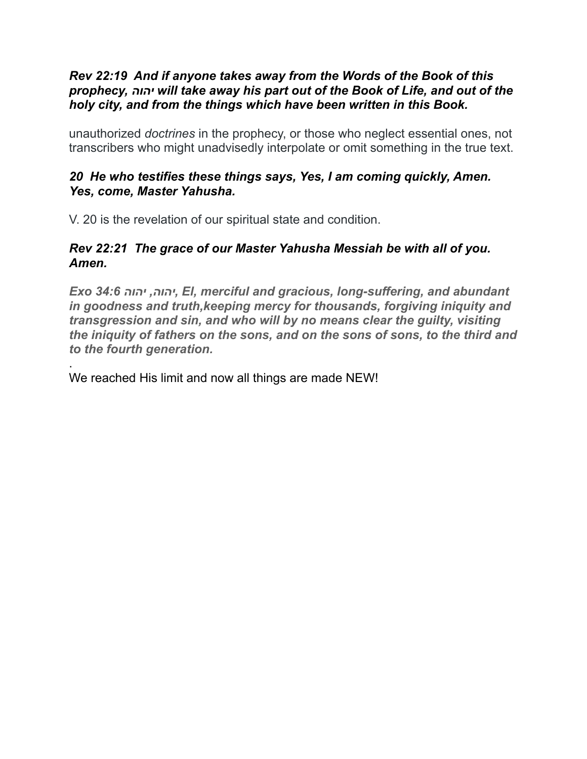***Rev 22:19  And if anyone takes away from the Words of the Book of this prophecy, יהוה will take away his part out of the Book of Life, and out of the holy city, and from the things which have been written in this Book.***

unauthorized *doctrines* in the prophecy, or those who neglect essential ones, not transcribers who might unadvisedly interpolate or omit something in the true text.

***20  He who testifies these things says, Yes, I am coming quickly, Amen. Yes, come, Master Yahusha.***

V. 20 is the revelation of our spiritual state and condition.

***Rev 22:21  The grace of our Master Yahusha Messiah be with all of you. Amen.***

***Exo 34:6 יהוה, יהוה, El, merciful and gracious, long-suffering, and abundant in goodness and truth,keeping mercy for thousands, forgiving iniquity and transgression and sin, and who will by no means clear the guilty, visiting the iniquity of fathers on the sons, and on the sons of sons, to the third and to the fourth generation.***

.

We reached His limit and now all things are made NEW!